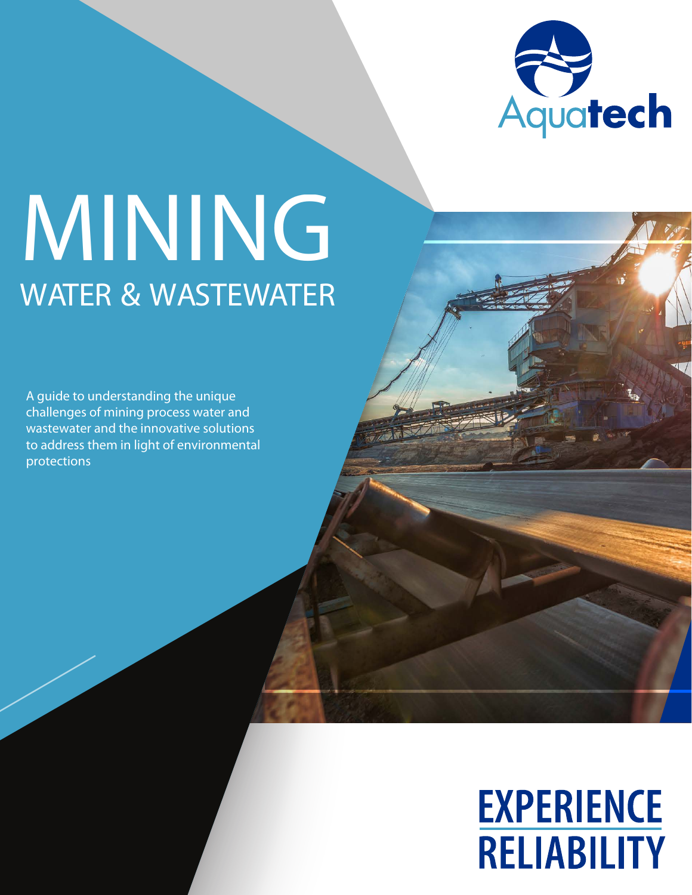Aquatech

# MINING

## WATER & WASTEWATER

A guide to understanding the unique challenges of mining process water and wastewater and the innovative solutions to address them in light of environmental protections

**EXPERIENCE**
**RELIABILITY**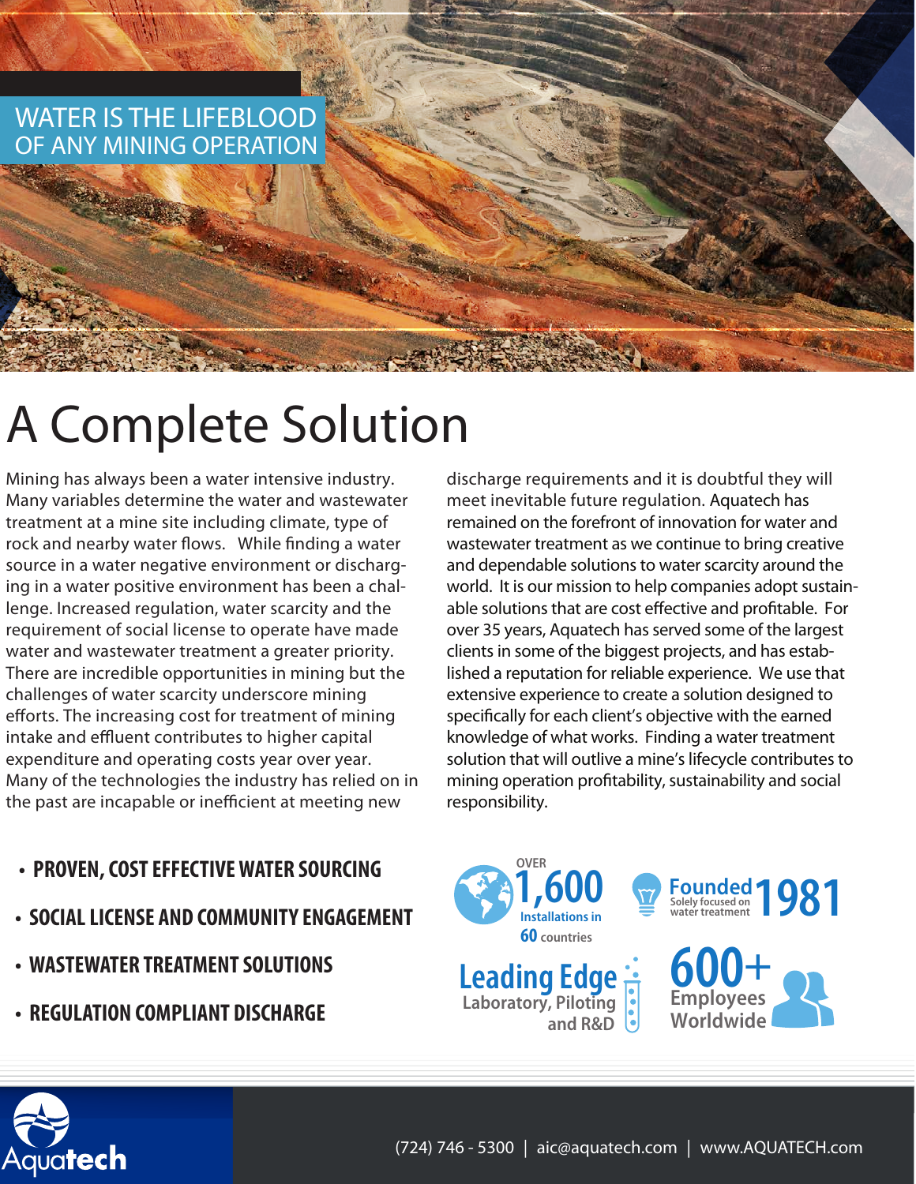WATER IS THE LIFEBLOOD OF ANY MINING OPERATION

# A Complete Solution

Mining has always been a water intensive industry. Many variables determine the water and wastewater treatment at a mine site including climate, type of rock and nearby water flows. While finding a water source in a water negative environment or discharging in a water positive environment has been a challenge. Increased regulation, water scarcity and the requirement of social license to operate have made water and wastewater treatment a greater priority. There are incredible opportunities in mining but the challenges of water scarcity underscore mining efforts. The increasing cost for treatment of mining intake and effluent contributes to higher capital expenditure and operating costs year over year. Many of the technologies the industry has relied on in the past are incapable or inefficient at meeting new discharge requirements and it is doubtful they will meet inevitable future regulation. Aquatech has remained on the forefront of innovation for water and wastewater treatment as we continue to bring creative and dependable solutions to water scarcity around the world. It is our mission to help companies adopt sustainable solutions that are cost effective and profitable. For over 35 years, Aquatech has served some of the largest clients in some of the biggest projects, and has established a reputation for reliable experience. We use that extensive experience to create a solution designed to specifically for each client's objective with the earned knowledge of what works. Finding a water treatment solution that will outlive a mine's lifecycle contributes to mining operation profitability, sustainability and social responsibility.

- **PROVEN, COST EFFECTIVE WATER SOURCING**
- **SOCIAL LICENSE AND COMMUNITY ENGAGEMENT**
- **WASTEWATER TREATMENT SOLUTIONS**
- **REGULATION COMPLIANT DISCHARGE**

OVER **1,600** Installations in **60** countries

**Founded 1981** Solely focused on water treatment

**Leading Edge** Laboratory, Piloting and R&D

**600+** Employees Worldwide

Aquatech

(724) 746 - 5300 | aic@aquatech.com | www.AQUATECH.com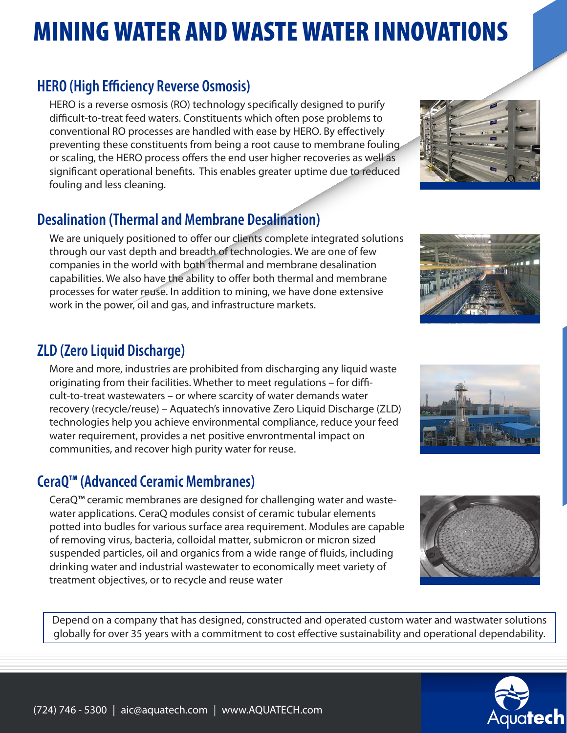# MINING WATER AND WASTE WATER INNOVATIONS

## HERO (High Efficiency Reverse Osmosis)

HERO is a reverse osmosis (RO) technology specifically designed to purify difficult-to-treat feed waters. Constituents which often pose problems to conventional RO processes are handled with ease by HERO. By effectively preventing these constituents from being a root cause to membrane fouling or scaling, the HERO process offers the end user higher recoveries as well as significant operational benefits. This enables greater uptime due to reduced fouling and less cleaning.

## Desalination (Thermal and Membrane Desalination)

We are uniquely positioned to offer our clients complete integrated solutions through our vast depth and breadth of technologies. We are one of few companies in the world with both thermal and membrane desalination capabilities. We also have the ability to offer both thermal and membrane processes for water reuse. In addition to mining, we have done extensive work in the power, oil and gas, and infrastructure markets.

## ZLD (Zero Liquid Discharge)

More and more, industries are prohibited from discharging any liquid waste originating from their facilities. Whether to meet regulations – for difficult-to-treat wastewaters – or where scarcity of water demands water recovery (recycle/reuse) – Aquatech's innovative Zero Liquid Discharge (ZLD) technologies help you achieve environmental compliance, reduce your feed water requirement, provides a net positive envrontmental impact on communities, and recover high purity water for reuse.

## CeraQ™ (Advanced Ceramic Membranes)

CeraQ™ ceramic membranes are designed for challenging water and wastewater applications. CeraQ modules consist of ceramic tubular elements potted into budles for various surface area requirement. Modules are capable of removing virus, bacteria, colloidal matter, submicron or micron sized suspended particles, oil and organics from a wide range of fluids, including drinking water and industrial wastewater to economically meet variety of treatment objectives, or to recycle and reuse water

Depend on a company that has designed, constructed and operated custom water and wastwater solutions globally for over 35 years with a commitment to cost effective sustainability and operational dependability.

(724) 746 - 5300 | aic@aquatech.com | www.AQUATECH.com

Aquatech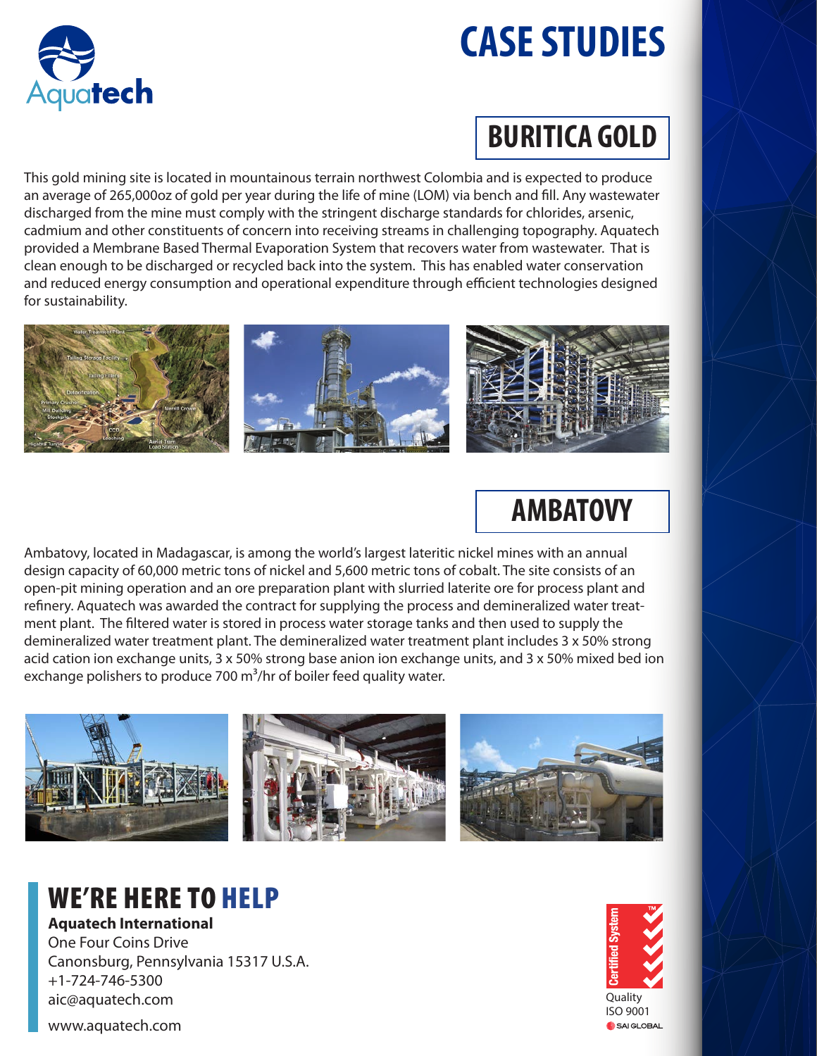# CASE STUDIES

## BURITICA GOLD

This gold mining site is located in mountainous terrain northwest Colombia and is expected to produce an average of 265,000oz of gold per year during the life of mine (LOM) via bench and fill. Any wastewater discharged from the mine must comply with the stringent discharge standards for chlorides, arsenic, cadmium and other constituents of concern into receiving streams in challenging topography. Aquatech provided a Membrane Based Thermal Evaporation System that recovers water from wastewater. That is clean enough to be discharged or recycled back into the system. This has enabled water conservation and reduced energy consumption and operational expenditure through efficient technologies designed for sustainability.

## AMBATOVY

Ambatovy, located in Madagascar, is among the world's largest lateritic nickel mines with an annual design capacity of 60,000 metric tons of nickel and 5,600 metric tons of cobalt. The site consists of an open-pit mining operation and an ore preparation plant with slurried laterite ore for process plant and refinery. Aquatech was awarded the contract for supplying the process and demineralized water treatment plant. The filtered water is stored in process water storage tanks and then used to supply the demineralized water treatment plant. The demineralized water treatment plant includes 3 x 50% strong acid cation ion exchange units, 3 x 50% strong base anion ion exchange units, and 3 x 50% mixed bed ion exchange polishers to produce 700 $m^3$/hr of boiler feed quality water.

## WE'RE HERE TO HELP

**Aquatech International**
One Four Coins Drive
Canonsburg, Pennsylvania 15317 U.S.A.
+1-724-746-5300
aic@aquatech.com

www.aquatech.com

Certified System
Quality
ISO 9001
SAI GLOBAL